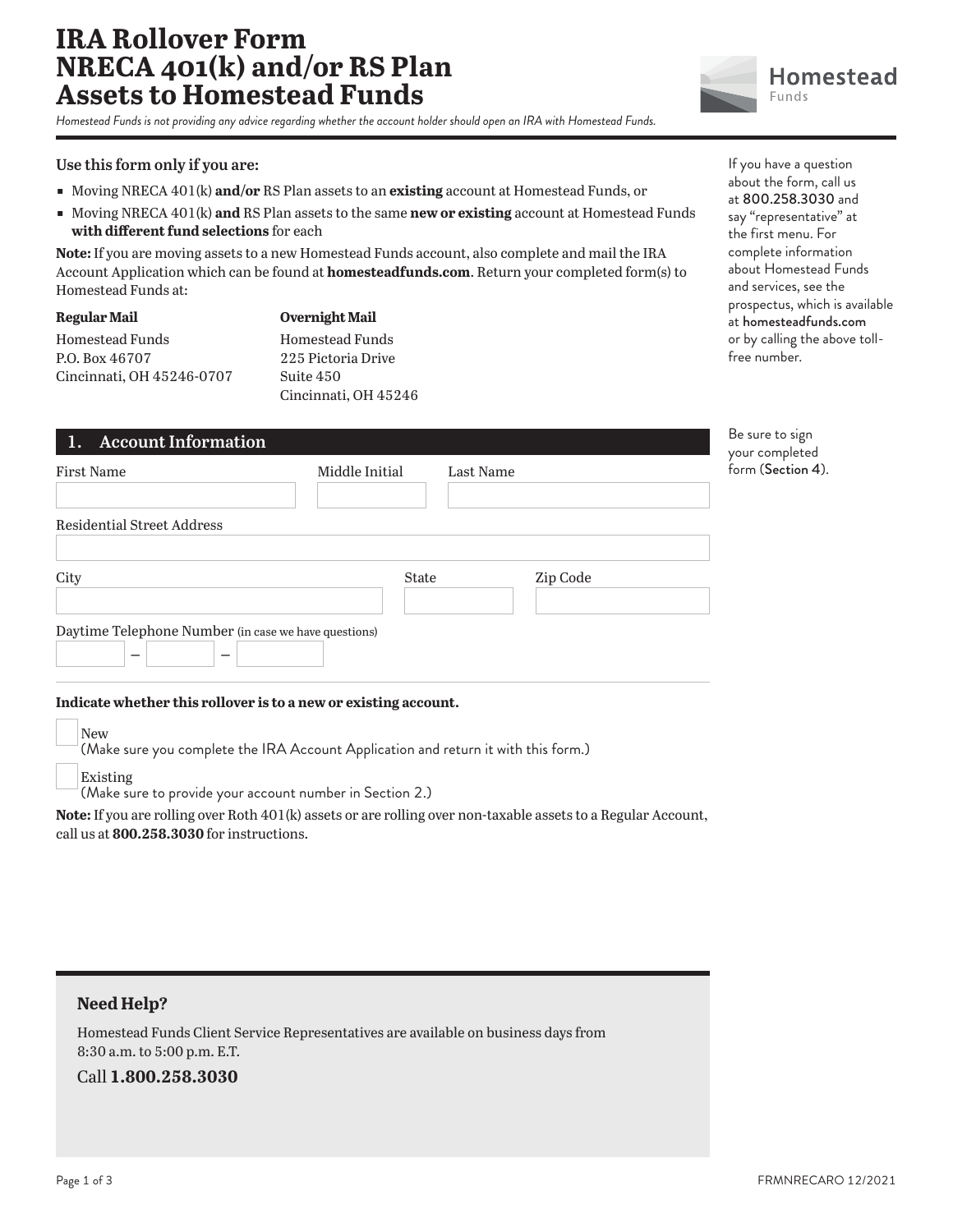# IRA Rollover Form NRECA 401(k) and/or RS Plan Assets to Homestead Funds

*Homestead Funds is not providing any advice regarding whether the account holder should open an IRA with Homestead Funds.*

### Use this form only if you are:

- Moving NRECA 401(k) **and/or** RS Plan assets to an **existing** account at Homestead Funds, or
- Moving NRECA 401(k) **and** RS Plan assets to the same **new or existing** account at Homestead Funds **with different fund selections** for each

**Note:** If you are moving assets to a new Homestead Funds account, also complete and mail the IRA Account Application which can be found at **homesteadfunds.com**. Return your completed form(s) to Homestead Funds at:

**Regular Mail**
Homestead Funds
P.O. Box 46707
Cincinnati, OH 45246-0707

**Overnight Mail**
Homestead Funds
225 Pictoria Drive
Suite 450
Cincinnati, OH 45246

If you have a question about the form, call us at 800.258.3030 and say "representative" at the first menu. For complete information about Homestead Funds and services, see the prospectus, which is available at homesteadfunds.com or by calling the above toll-free number.

Be sure to sign your completed form (Section 4).

## 1. Account Information

First Name ______ Middle Initial ______ Last Name ______

Residential Street Address ______

City ______ State ______ Zip Code ______

Daytime Telephone Number (in case we have questions) ______ – ______ – ______

**Indicate whether this rollover is to a new or existing account.**

☐ New
(Make sure you complete the IRA Account Application and return it with this form.)

☐ Existing
(Make sure to provide your account number in Section 2.)

**Note:** If you are rolling over Roth 401(k) assets or are rolling over non-taxable assets to a Regular Account, call us at **800.258.3030** for instructions.

### Need Help?

Homestead Funds Client Service Representatives are available on business days from 8:30 a.m. to 5:00 p.m. E.T.

Call **1.800.258.3030**

FRMNRECARO 12/2021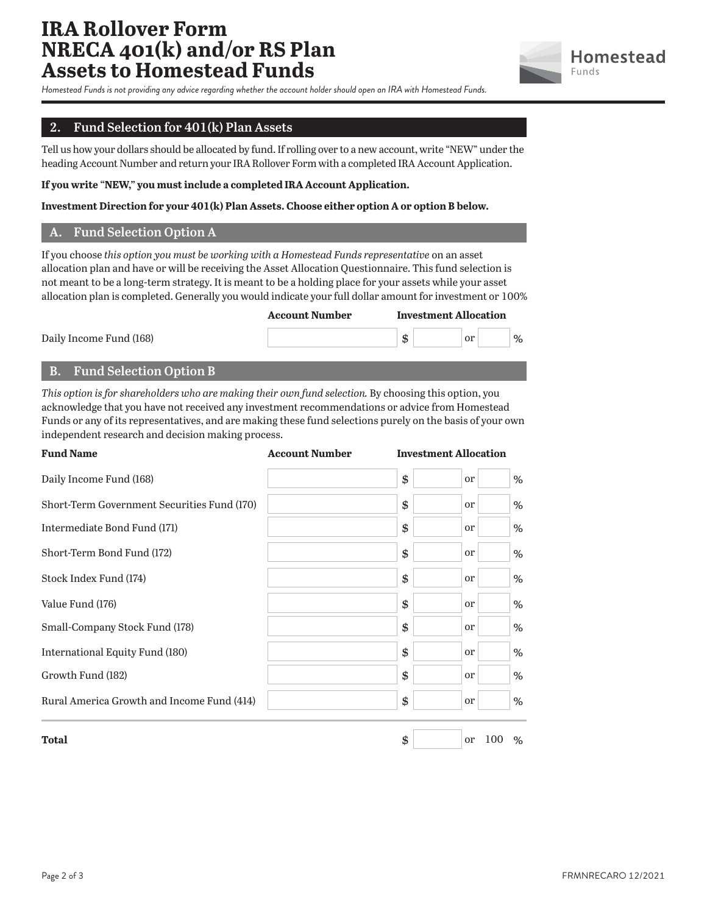# IRA Rollover Form NRECA 401(k) and/or RS Plan Assets to Homestead Funds

*Homestead Funds is not providing any advice regarding whether the account holder should open an IRA with Homestead Funds.*

## 2. Fund Selection for 401(k) Plan Assets

Tell us how your dollars should be allocated by fund. If rolling over to a new account, write "NEW" under the heading Account Number and return your IRA Rollover Form with a completed IRA Account Application.

**If you write "NEW," you must include a completed IRA Account Application.**

**Investment Direction for your 401(k) Plan Assets. Choose either option A or option B below.**

### A. Fund Selection Option A

If you choose *this option you must be working with a Homestead Funds representative* on an asset allocation plan and have or will be receiving the Asset Allocation Questionnaire. This fund selection is not meant to be a long-term strategy. It is meant to be a holding place for your assets while your asset allocation plan is completed. Generally you would indicate your full dollar amount for investment or 100%

| | Account Number | Investment Allocation |
|---|---|---|
| Daily Income Fund (168) | | $ ____ or ____ % |

### B. Fund Selection Option B

*This option is for shareholders who are making their own fund selection.* By choosing this option, you acknowledge that you have not received any investment recommendations or advice from Homestead Funds or any of its representatives, and are making these fund selections purely on the basis of your own independent research and decision making process.

| Fund Name | Account Number | Investment Allocation |
|---|---|---|
| Daily Income Fund (168) | | $ ____ or ____ % |
| Short-Term Government Securities Fund (170) | | $ ____ or ____ % |
| Intermediate Bond Fund (171) | | $ ____ or ____ % |
| Short-Term Bond Fund (172) | | $ ____ or ____ % |
| Stock Index Fund (174) | | $ ____ or ____ % |
| Value Fund (176) | | $ ____ or ____ % |
| Small-Company Stock Fund (178) | | $ ____ or ____ % |
| International Equity Fund (180) | | $ ____ or ____ % |
| Growth Fund (182) | | $ ____ or ____ % |
| Rural America Growth and Income Fund (414) | | $ ____ or ____ % |
| **Total** | | $ ____ or 100 % |

FRMNRECARO 12/2021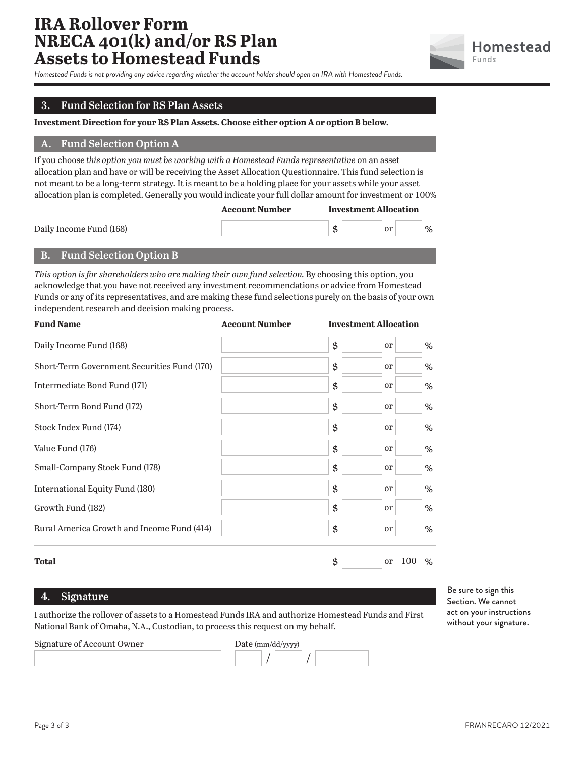# IRA Rollover Form NRECA 401(k) and/or RS Plan Assets to Homestead Funds

*Homestead Funds is not providing any advice regarding whether the account holder should open an IRA with Homestead Funds.*

## 3. Fund Selection for RS Plan Assets

**Investment Direction for your RS Plan Assets. Choose either option A or option B below.**

### A. Fund Selection Option A

If you choose *this option you must be working with a Homestead Funds representative* on an asset allocation plan and have or will be receiving the Asset Allocation Questionnaire. This fund selection is not meant to be a long-term strategy. It is meant to be a holding place for your assets while your asset allocation plan is completed. Generally you would indicate your full dollar amount for investment or 100%

| | Account Number | Investment Allocation |
|---|---|---|
| Daily Income Fund (168) | | $ ____ or ____ % |

### B. Fund Selection Option B

*This option is for shareholders who are making their own fund selection.* By choosing this option, you acknowledge that you have not received any investment recommendations or advice from Homestead Funds or any of its representatives, and are making these fund selections purely on the basis of your own independent research and decision making process.

| Fund Name | Account Number | Investment Allocation |
|---|---|---|
| Daily Income Fund (168) | | $ ____ or ____ % |
| Short-Term Government Securities Fund (170) | | $ ____ or ____ % |
| Intermediate Bond Fund (171) | | $ ____ or ____ % |
| Short-Term Bond Fund (172) | | $ ____ or ____ % |
| Stock Index Fund (174) | | $ ____ or ____ % |
| Value Fund (176) | | $ ____ or ____ % |
| Small-Company Stock Fund (178) | | $ ____ or ____ % |
| International Equity Fund (180) | | $ ____ or ____ % |
| Growth Fund (182) | | $ ____ or ____ % |
| Rural America Growth and Income Fund (414) | | $ ____ or ____ % |
| **Total** | | $ ____ or 100 % |

## 4. Signature

I authorize the rollover of assets to a Homestead Funds IRA and authorize Homestead Funds and First National Bank of Omaha, N.A., Custodian, to process this request on my behalf.

Signature of Account Owner ____________________

Date (mm/dd/yyyy) ____ / ____ / ________

Be sure to sign this Section. We cannot act on your instructions without your signature.

FRMNRECARO 12/2021